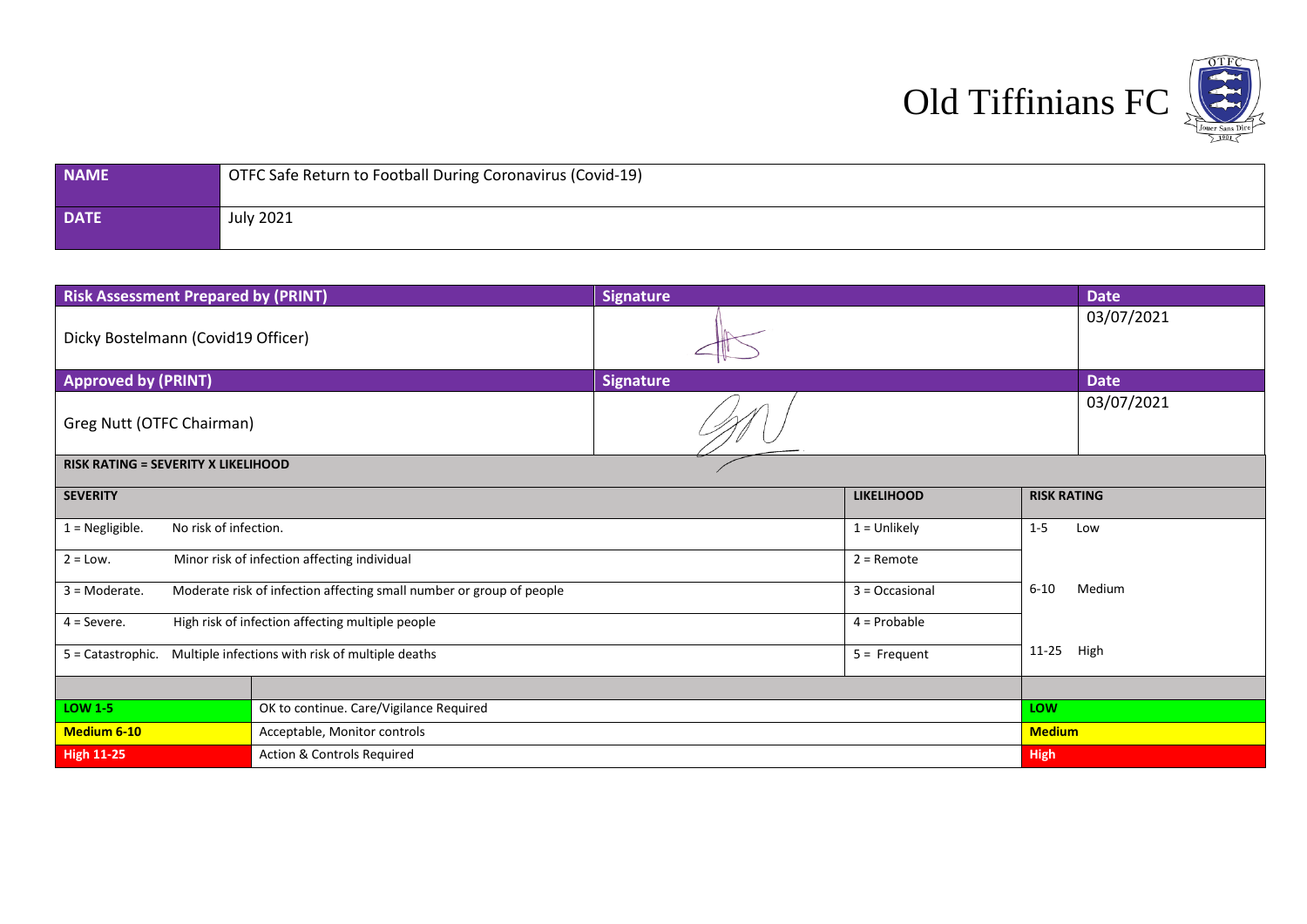# Old Tiffinians FC

| NAME | OTFC Safe Return to Football During Coronavirus (Covid-19) |
|---|---|
| DATE | July 2021 |

| Risk Assessment Prepared by (PRINT) | Signature | Date |
|---|---|---|
| Dicky Bostelmann (Covid19 Officer) | | 03/07/2021 |
| **Approved by (PRINT)** | **Signature** | **Date** |
| Greg Nutt (OTFC Chairman) | | 03/07/2021 |

**RISK RATING = SEVERITY X LIKELIHOOD**

| SEVERITY | | LIKELIHOOD | RISK RATING |
|---|---|---|---|
| 1 = Negligible. | No risk of infection. | 1 = Unlikely | 1-5 Low |
| 2 = Low. | Minor risk of infection affecting individual | 2 = Remote | |
| 3 = Moderate. | Moderate risk of infection affecting small number or group of people | 3 = Occasional | 6-10 Medium |
| 4 = Severe. | High risk of infection affecting multiple people | 4 = Probable | |
| 5 = Catastrophic. | Multiple infections with risk of multiple deaths | 5 = Frequent | 11-25 High |

| | | |
|---|---|---|
| **LOW 1-5** | OK to continue. Care/Vigilance Required | **LOW** |
| **Medium 6-10** | Acceptable, Monitor controls | **Medium** |
| **High 11-25** | Action & Controls Required | **High** |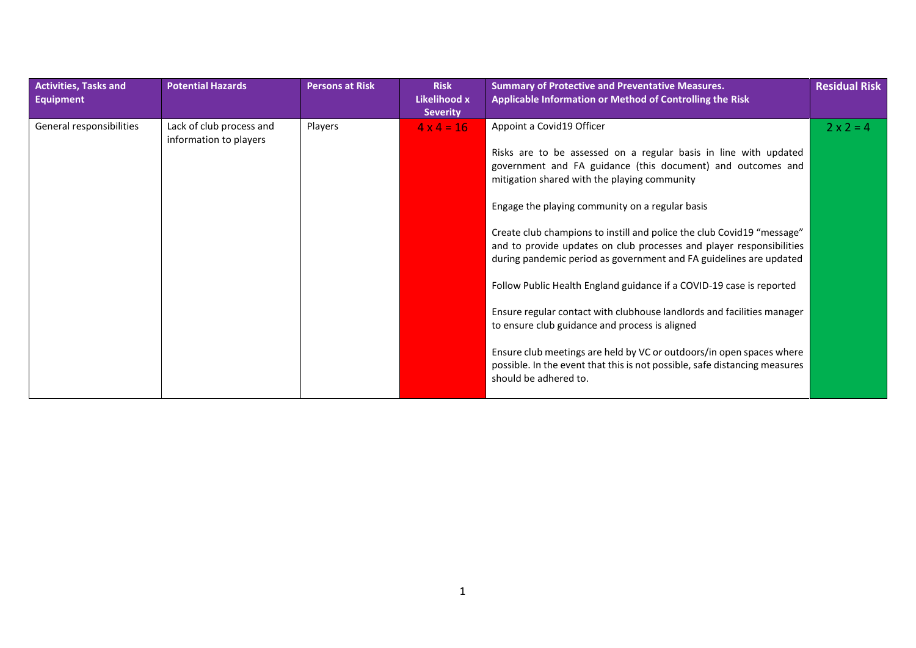| Activities, Tasks and Equipment | Potential Hazards | Persons at Risk | Risk Likelihood x Severity | Summary of Protective and Preventative Measures. Applicable Information or Method of Controlling the Risk | Residual Risk |
|---|---|---|---|---|---|
| General responsibilities | Lack of club process and information to players | Players | 4 x 4 = 16 | Appoint a Covid19 Officer<br><br>Risks are to be assessed on a regular basis in line with updated government and FA guidance (this document) and outcomes and mitigation shared with the playing community<br><br>Engage the playing community on a regular basis<br><br>Create club champions to instill and police the club Covid19 "message" and to provide updates on club processes and player responsibilities during pandemic period as government and FA guidelines are updated<br><br>Follow Public Health England guidance if a COVID-19 case is reported<br><br>Ensure regular contact with clubhouse landlords and facilities manager to ensure club guidance and process is aligned<br><br>Ensure club meetings are held by VC or outdoors/in open spaces where possible. In the event that this is not possible, safe distancing measures should be adhered to. | 2 x 2 = 4 |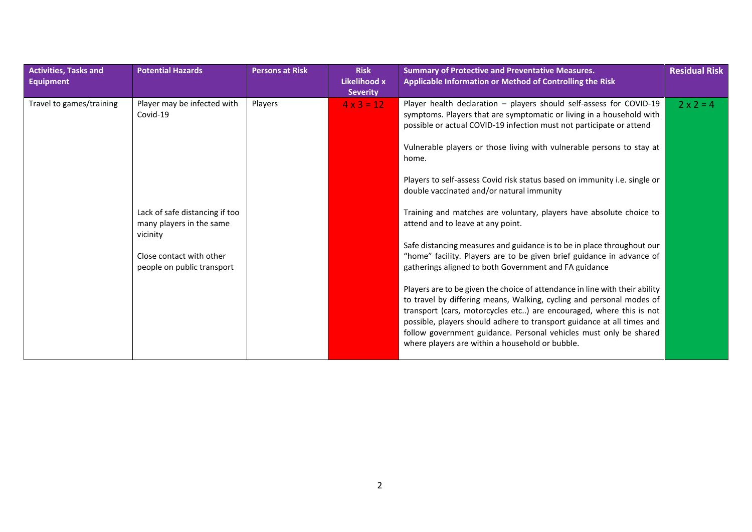| Activities, Tasks and Equipment | Potential Hazards | Persons at Risk | Risk Likelihood x Severity | Summary of Protective and Preventative Measures. Applicable Information or Method of Controlling the Risk | Residual Risk |
|---|---|---|---|---|---|
| Travel to games/training | Player may be infected with Covid-19<br><br>Lack of safe distancing if too many players in the same vicinity<br><br>Close contact with other people on public transport | Players | 4 x 3 = 12 | Player health declaration – players should self-assess for COVID-19 symptoms. Players that are symptomatic or living in a household with possible or actual COVID-19 infection must not participate or attend<br><br>Vulnerable players or those living with vulnerable persons to stay at home.<br><br>Players to self-assess Covid risk status based on immunity i.e. single or double vaccinated and/or natural immunity<br><br>Training and matches are voluntary, players have absolute choice to attend and to leave at any point.<br><br>Safe distancing measures and guidance is to be in place throughout our "home" facility. Players are to be given brief guidance in advance of gatherings aligned to both Government and FA guidance<br><br>Players are to be given the choice of attendance in line with their ability to travel by differing means, Walking, cycling and personal modes of transport (cars, motorcycles etc..) are encouraged, where this is not possible, players should adhere to transport guidance at all times and follow government guidance. Personal vehicles must only be shared where players are within a household or bubble. | 2 x 2 = 4 |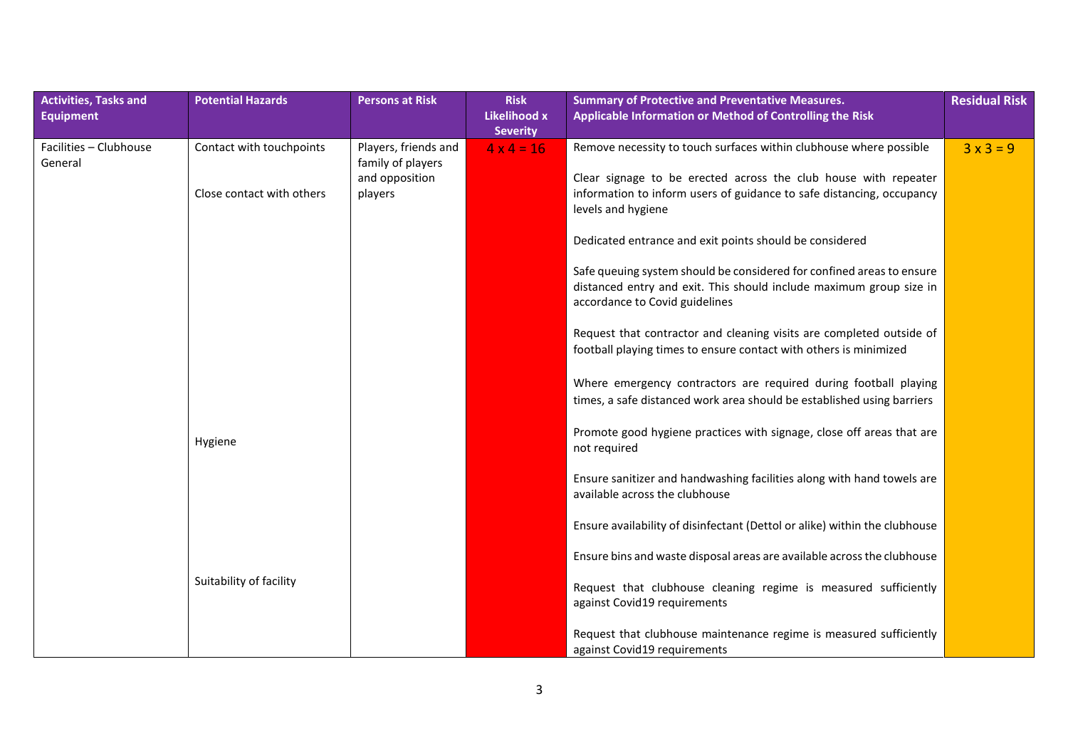| Activities, Tasks and Equipment | Potential Hazards | Persons at Risk | Risk Likelihood x Severity | Summary of Protective and Preventative Measures. Applicable Information or Method of Controlling the Risk | Residual Risk |
|---|---|---|---|---|---|
| Facilities – Clubhouse General | Contact with touchpoints<br><br>Close contact with others<br><br>Hygiene<br><br>Suitability of facility | Players, friends and family of players and opposition players | 4 x 4 = 16 | Remove necessity to touch surfaces within clubhouse where possible<br><br>Clear signage to be erected across the club house with repeater information to inform users of guidance to safe distancing, occupancy levels and hygiene<br><br>Dedicated entrance and exit points should be considered<br><br>Safe queuing system should be considered for confined areas to ensure distanced entry and exit. This should include maximum group size in accordance to Covid guidelines<br><br>Request that contractor and cleaning visits are completed outside of football playing times to ensure contact with others is minimized<br><br>Where emergency contractors are required during football playing times, a safe distanced work area should be established using barriers<br><br>Promote good hygiene practices with signage, close off areas that are not required<br><br>Ensure sanitizer and handwashing facilities along with hand towels are available across the clubhouse<br><br>Ensure availability of disinfectant (Dettol or alike) within the clubhouse<br><br>Ensure bins and waste disposal areas are available across the clubhouse<br><br>Request that clubhouse cleaning regime is measured sufficiently against Covid19 requirements<br><br>Request that clubhouse maintenance regime is measured sufficiently against Covid19 requirements | 3 x 3 = 9 |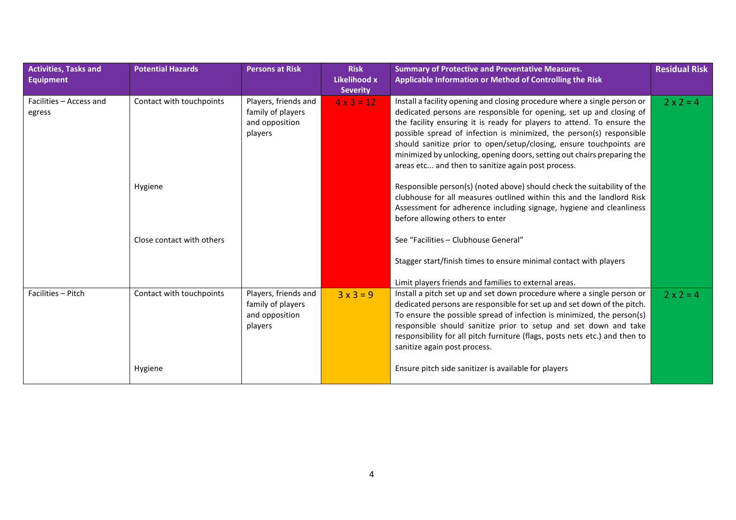| Activities, Tasks and Equipment | Potential Hazards | Persons at Risk | Risk Likelihood x Severity | Summary of Protective and Preventative Measures. Applicable Information or Method of Controlling the Risk | Residual Risk |
|---|---|---|---|---|---|
| Facilities – Access and egress | Contact with touchpoints | Players, friends and family of players and opposition players | 4 x 3 = 12 | Install a facility opening and closing procedure where a single person or dedicated persons are responsible for opening, set up and closing of the facility ensuring it is ready for players to attend. To ensure the possible spread of infection is minimized, the person(s) responsible should sanitize prior to open/setup/closing, ensure touchpoints are minimized by unlocking, opening doors, setting out chairs preparing the areas etc... and then to sanitize again post process. | 2 x 2 = 4 |
| | Hygiene | | | Responsible person(s) (noted above) should check the suitability of the clubhouse for all measures outlined within this and the landlord Risk Assessment for adherence including signage, hygiene and cleanliness before allowing others to enter | |
| | Close contact with others | | | See "Facilities – Clubhouse General"<br><br>Stagger start/finish times to ensure minimal contact with players<br><br>Limit players friends and families to external areas. | |
| Facilities – Pitch | Contact with touchpoints | Players, friends and family of players and opposition players | 3 x 3 = 9 | Install a pitch set up and set down procedure where a single person or dedicated persons are responsible for set up and set down of the pitch. To ensure the possible spread of infection is minimized, the person(s) responsible should sanitize prior to setup and set down and take responsibility for all pitch furniture (flags, posts nets etc.) and then to sanitize again post process. | 2 x 2 = 4 |
| | Hygiene | | | Ensure pitch side sanitizer is available for players | |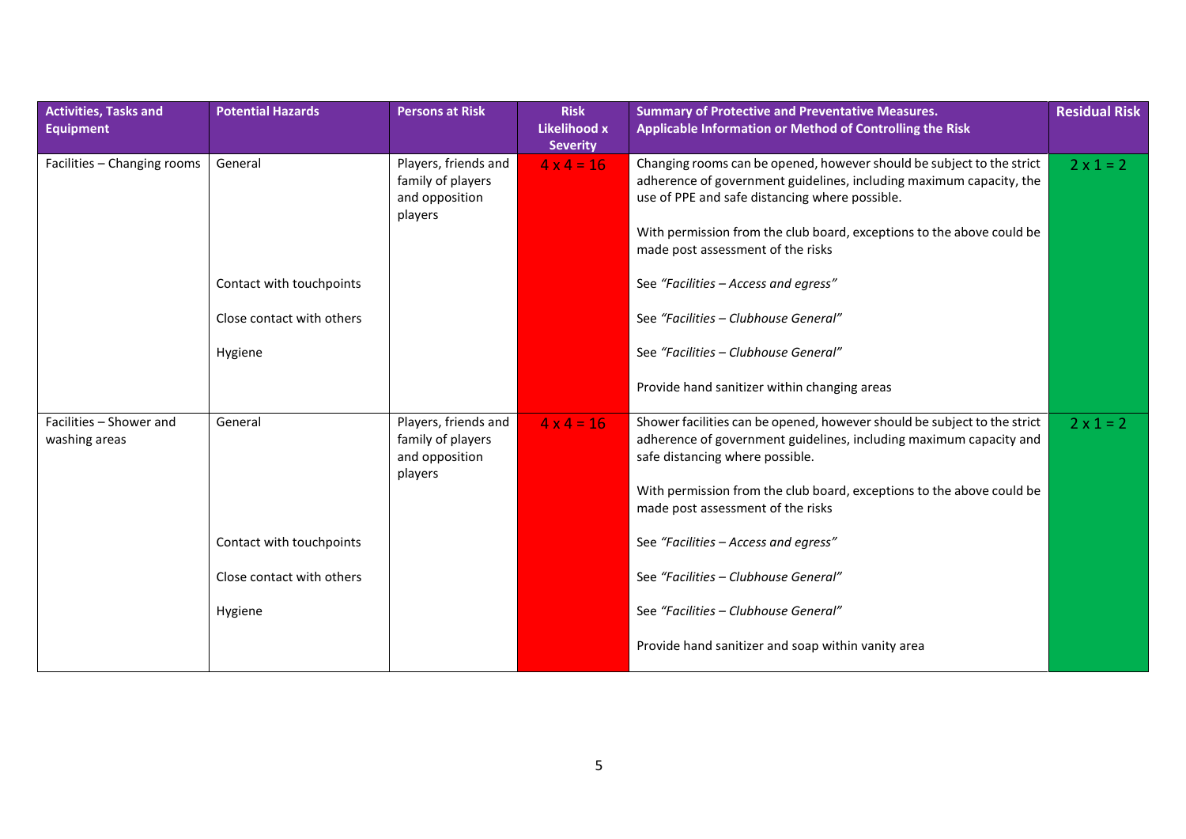| Activities, Tasks and Equipment | Potential Hazards | Persons at Risk | Risk Likelihood x Severity | Summary of Protective and Preventative Measures. Applicable Information or Method of Controlling the Risk | Residual Risk |
|---|---|---|---|---|---|
| Facilities – Changing rooms | General | Players, friends and family of players and opposition players | 4 x 4 = 16 | Changing rooms can be opened, however should be subject to the strict adherence of government guidelines, including maximum capacity, the use of PPE and safe distancing where possible.<br><br>With permission from the club board, exceptions to the above could be made post assessment of the risks | 2 x 1 = 2 |
| | Contact with touchpoints | | | See *"Facilities – Access and egress"* | |
| | Close contact with others | | | See *"Facilities – Clubhouse General"* | |
| | Hygiene | | | See *"Facilities – Clubhouse General"*<br><br>Provide hand sanitizer within changing areas | |
| Facilities – Shower and washing areas | General | Players, friends and family of players and opposition players | 4 x 4 = 16 | Shower facilities can be opened, however should be subject to the strict adherence of government guidelines, including maximum capacity and safe distancing where possible.<br><br>With permission from the club board, exceptions to the above could be made post assessment of the risks | 2 x 1 = 2 |
| | Contact with touchpoints | | | See *"Facilities – Access and egress"* | |
| | Close contact with others | | | See *"Facilities – Clubhouse General"* | |
| | Hygiene | | | See *"Facilities – Clubhouse General"*<br><br>Provide hand sanitizer and soap within vanity area | |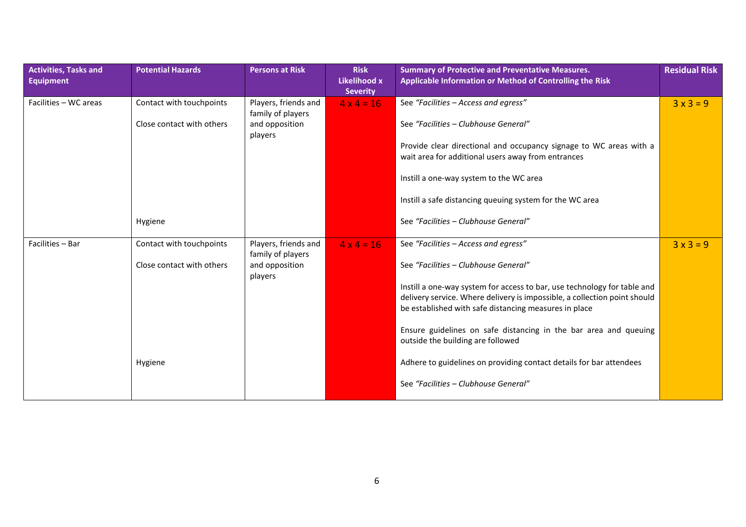| Activities, Tasks and Equipment | Potential Hazards | Persons at Risk | Risk Likelihood x Severity | Summary of Protective and Preventative Measures. Applicable Information or Method of Controlling the Risk | Residual Risk |
|---|---|---|---|---|---|
| Facilities – WC areas | Contact with touchpoints<br><br>Close contact with others<br><br><br><br><br><br><br><br>Hygiene | Players, friends and family of players and opposition players | 4 x 4 = 16 | See *"Facilities – Access and egress"*<br><br>See *"Facilities – Clubhouse General"*<br><br>Provide clear directional and occupancy signage to WC areas with a wait area for additional users away from entrances<br><br>Instill a one-way system to the WC area<br><br>Instill a safe distancing queuing system for the WC area<br><br>See *"Facilities – Clubhouse General"* | 3 x 3 = 9 |
| Facilities – Bar | Contact with touchpoints<br><br>Close contact with others<br><br><br><br><br><br><br><br>Hygiene | Players, friends and family of players and opposition players | 4 x 4 = 16 | See *"Facilities – Access and egress"*<br><br>See *"Facilities – Clubhouse General"*<br><br>Instill a one-way system for access to bar, use technology for table and delivery service. Where delivery is impossible, a collection point should be established with safe distancing measures in place<br><br>Ensure guidelines on safe distancing in the bar area and queuing outside the building are followed<br><br>Adhere to guidelines on providing contact details for bar attendees<br><br>See *"Facilities – Clubhouse General"* | 3 x 3 = 9 |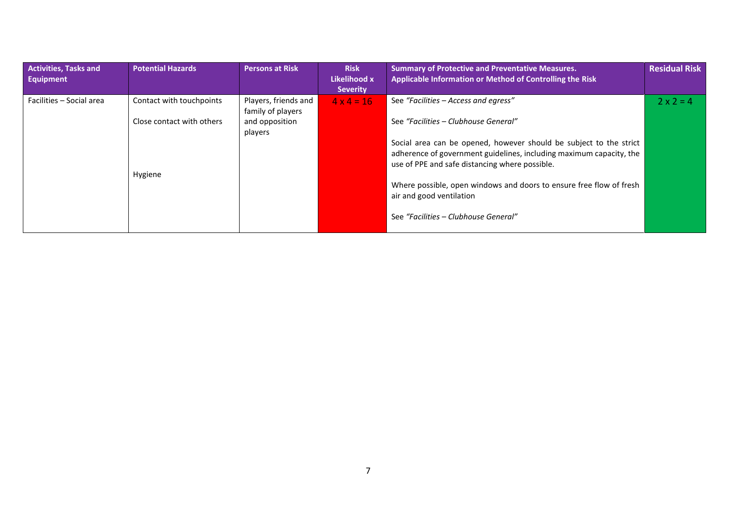| Activities, Tasks and Equipment | Potential Hazards | Persons at Risk | Risk Likelihood x Severity | Summary of Protective and Preventative Measures. Applicable Information or Method of Controlling the Risk | Residual Risk |
|---|---|---|---|---|---|
| Facilities – Social area | Contact with touchpoints<br><br>Close contact with others<br><br>Hygiene | Players, friends and family of players and opposition players | 4 x 4 = 16 | See *"Facilities – Access and egress"*<br><br>See *"Facilities – Clubhouse General"*<br><br>Social area can be opened, however should be subject to the strict adherence of government guidelines, including maximum capacity, the use of PPE and safe distancing where possible.<br><br>Where possible, open windows and doors to ensure free flow of fresh air and good ventilation<br><br>See *"Facilities – Clubhouse General"* | 2 x 2 = 4 |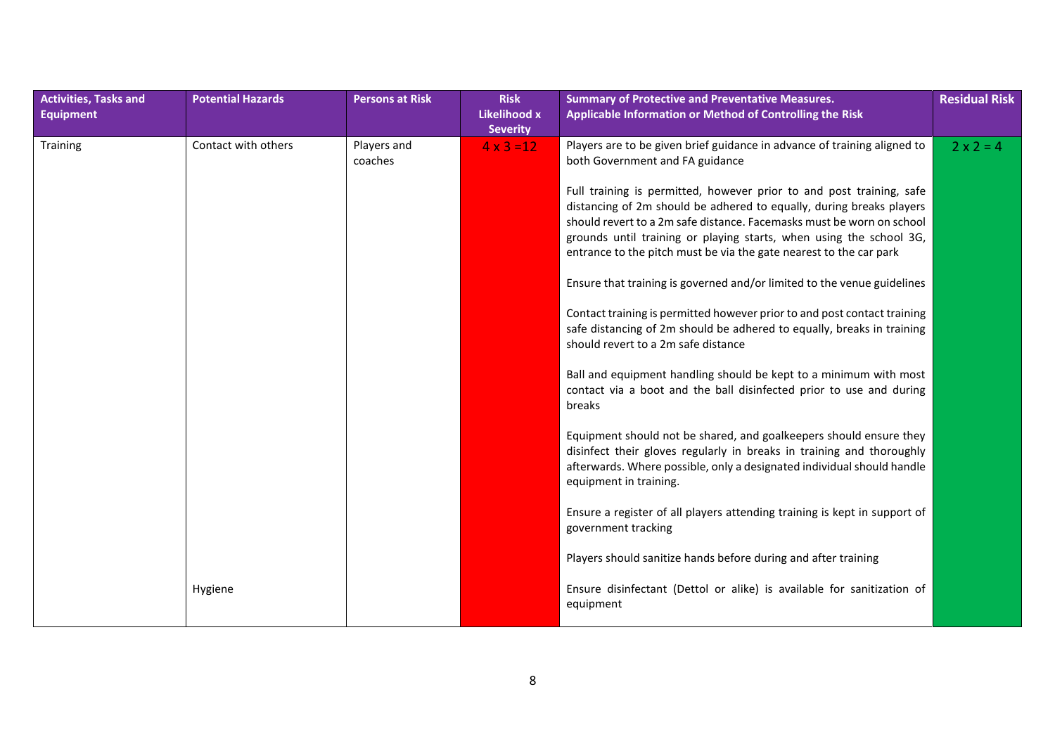| Activities, Tasks and Equipment | Potential Hazards | Persons at Risk | Risk Likelihood x Severity | Summary of Protective and Preventative Measures. Applicable Information or Method of Controlling the Risk | Residual Risk |
|---|---|---|---|---|---|
| Training | Contact with others | Players and coaches | 4 x 3 =12 | Players are to be given brief guidance in advance of training aligned to both Government and FA guidance<br><br>Full training is permitted, however prior to and post training, safe distancing of 2m should be adhered to equally, during breaks players should revert to a 2m safe distance. Facemasks must be worn on school grounds until training or playing starts, when using the school 3G, entrance to the pitch must be via the gate nearest to the car park<br><br>Ensure that training is governed and/or limited to the venue guidelines<br><br>Contact training is permitted however prior to and post contact training safe distancing of 2m should be adhered to equally, breaks in training should revert to a 2m safe distance<br><br>Ball and equipment handling should be kept to a minimum with most contact via a boot and the ball disinfected prior to use and during breaks<br><br>Equipment should not be shared, and goalkeepers should ensure they disinfect their gloves regularly in breaks in training and thoroughly afterwards. Where possible, only a designated individual should handle equipment in training.<br><br>Ensure a register of all players attending training is kept in support of government tracking<br><br>Players should sanitize hands before during and after training | 2 x 2 = 4 |
| | Hygiene | | | Ensure disinfectant (Dettol or alike) is available for sanitization of equipment | |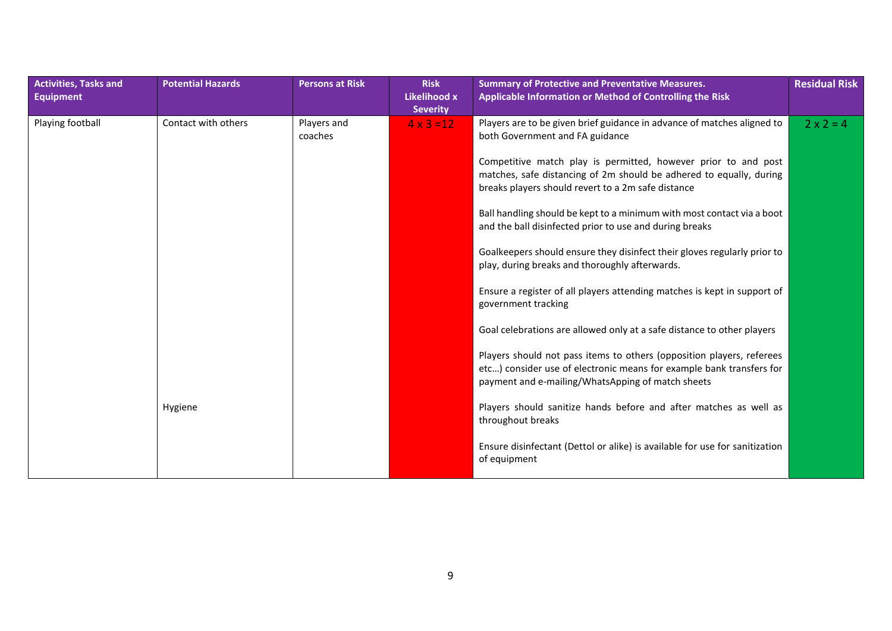| Activities, Tasks and Equipment | Potential Hazards | Persons at Risk | Risk Likelihood x Severity | Summary of Protective and Preventative Measures. Applicable Information or Method of Controlling the Risk | Residual Risk |
|---|---|---|---|---|---|
| Playing football | Contact with others | Players and coaches | 4 x 3 =12 | Players are to be given brief guidance in advance of matches aligned to both Government and FA guidance<br><br>Competitive match play is permitted, however prior to and post matches, safe distancing of 2m should be adhered to equally, during breaks players should revert to a 2m safe distance<br><br>Ball handling should be kept to a minimum with most contact via a boot and the ball disinfected prior to use and during breaks<br><br>Goalkeepers should ensure they disinfect their gloves regularly prior to play, during breaks and thoroughly afterwards.<br><br>Ensure a register of all players attending matches is kept in support of government tracking<br><br>Goal celebrations are allowed only at a safe distance to other players<br><br>Players should not pass items to others (opposition players, referees etc…) consider use of electronic means for example bank transfers for payment and e-mailing/WhatsApping of match sheets | 2 x 2 = 4 |
| | Hygiene | | | Players should sanitize hands before and after matches as well as throughout breaks<br><br>Ensure disinfectant (Dettol or alike) is available for use for sanitization of equipment | |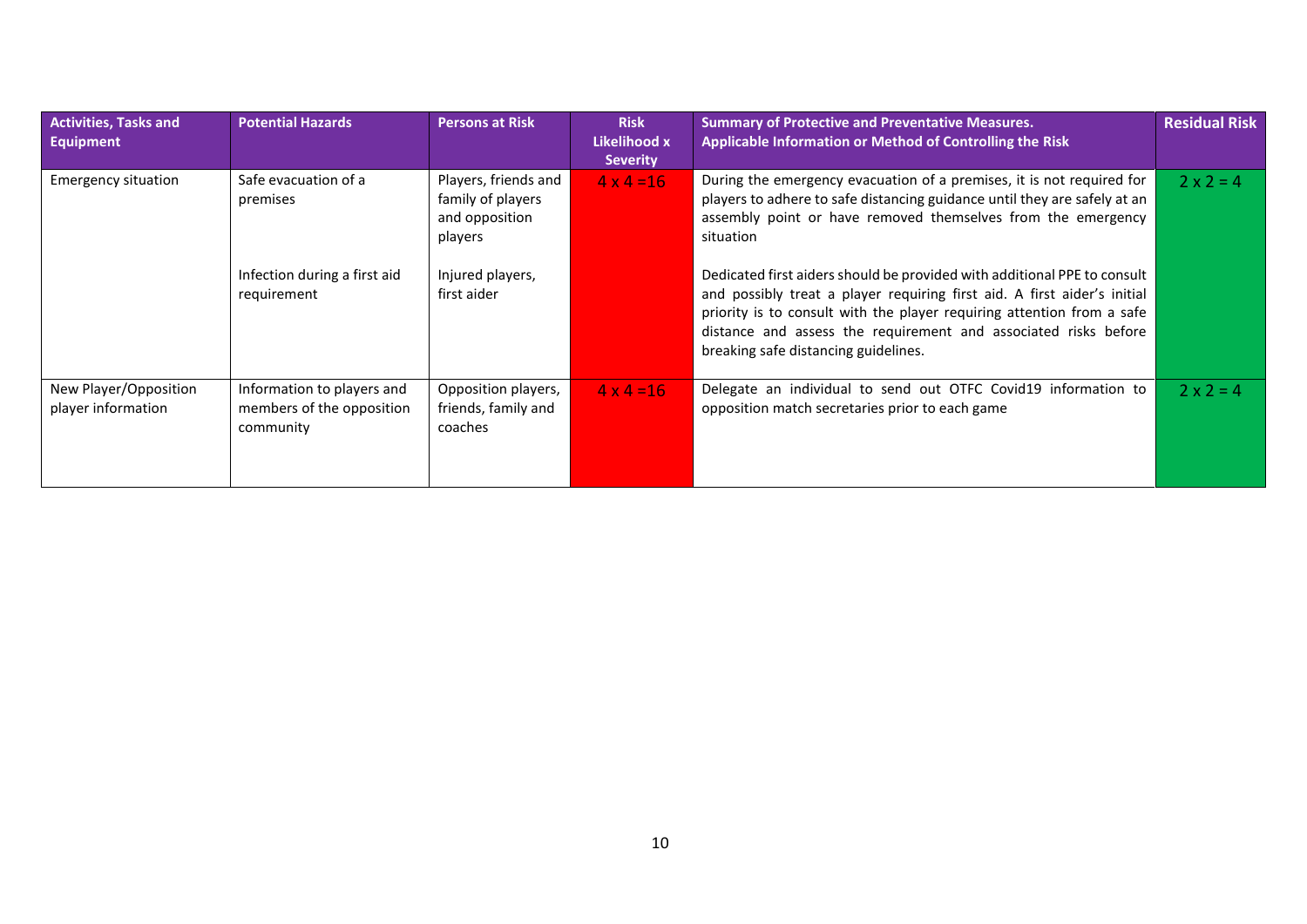| Activities, Tasks and Equipment | Potential Hazards | Persons at Risk | Risk Likelihood x Severity | Summary of Protective and Preventative Measures. Applicable Information or Method of Controlling the Risk | Residual Risk |
|---|---|---|---|---|---|
| Emergency situation | Safe evacuation of a premises<br><br>Infection during a first aid requirement | Players, friends and family of players and opposition players<br><br>Injured players, first aider | 4 x 4 =16 | During the emergency evacuation of a premises, it is not required for players to adhere to safe distancing guidance until they are safely at an assembly point or have removed themselves from the emergency situation<br><br>Dedicated first aiders should be provided with additional PPE to consult and possibly treat a player requiring first aid. A first aider's initial priority is to consult with the player requiring attention from a safe distance and assess the requirement and associated risks before breaking safe distancing guidelines. | 2 x 2 = 4 |
| New Player/Opposition player information | Information to players and members of the opposition community | Opposition players, friends, family and coaches | 4 x 4 =16 | Delegate an individual to send out OTFC Covid19 information to opposition match secretaries prior to each game | 2 x 2 = 4 |